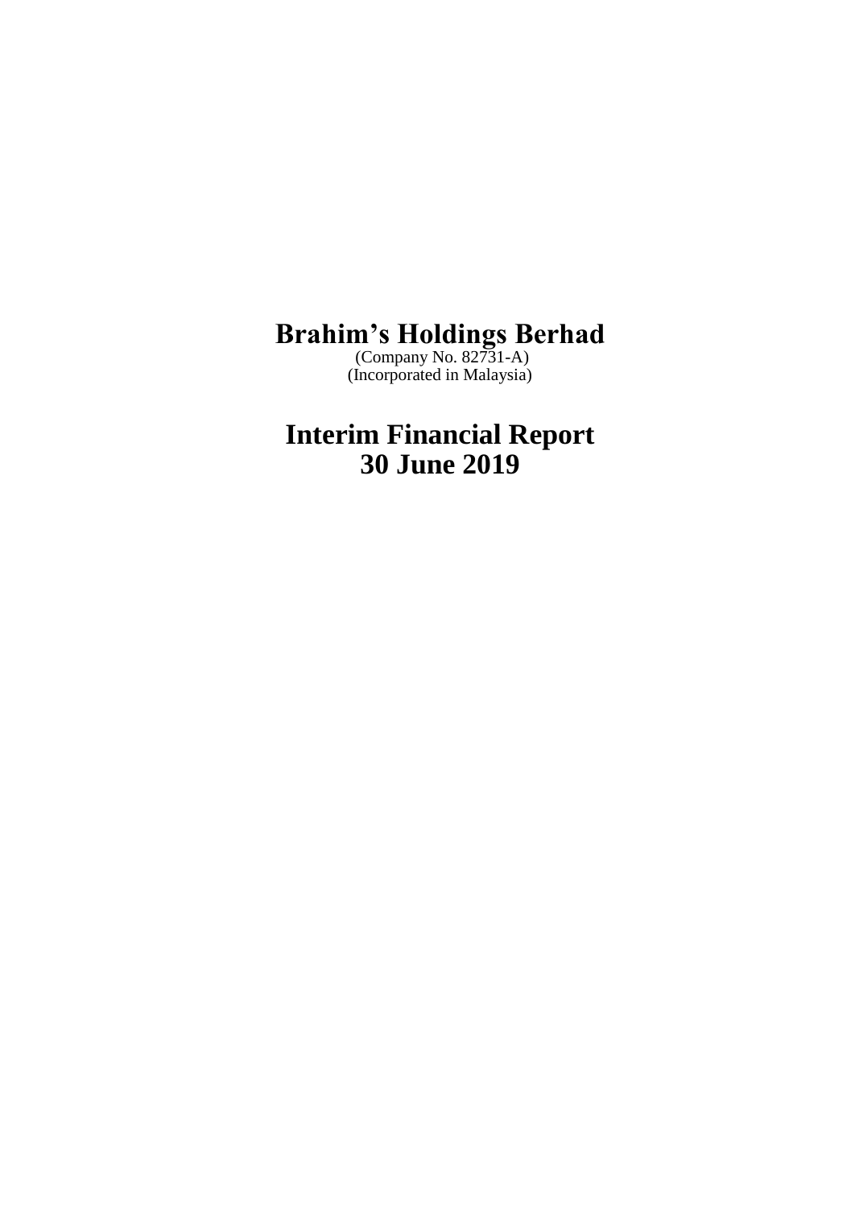# Brahim's Holdings Berhad

(Company No. 82731-A)
(Incorporated in Malaysia)

# Interim Financial Report
# 30 June 2019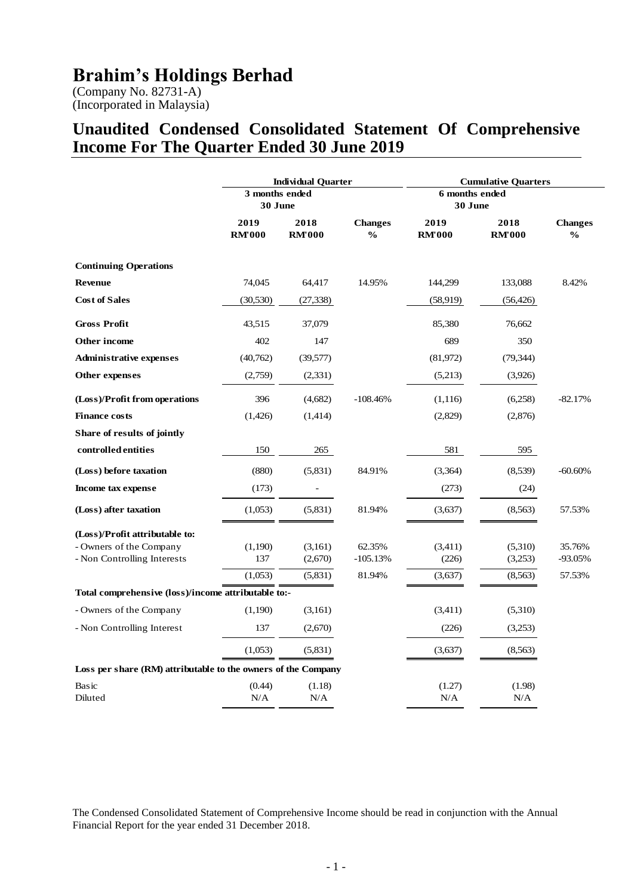# Brahim's Holdings Berhad

(Company No. 82731-A)
(Incorporated in Malaysia)

## Unaudited Condensed Consolidated Statement Of Comprehensive Income For The Quarter Ended 30 June 2019

| | Individual Quarter | | | Cumulative Quarters | | |
|---|---|---|---|---|---|---|
| | 3 months ended 30 June | | | 6 months ended 30 June | | |
| | 2019 RM'000 | 2018 RM'000 | Changes % | 2019 RM'000 | 2018 RM'000 | Changes % |
| **Continuing Operations** | | | | | | |
| **Revenue** | 74,045 | 64,417 | 14.95% | 144,299 | 133,088 | 8.42% |
| **Cost of Sales** | (30,530) | (27,338) | | (58,919) | (56,426) | |
| **Gross Profit** | 43,515 | 37,079 | | 85,380 | 76,662 | |
| **Other income** | 402 | 147 | | 689 | 350 | |
| **Administrative expenses** | (40,762) | (39,577) | | (81,972) | (79,344) | |
| **Other expenses** | (2,759) | (2,331) | | (5,213) | (3,926) | |
| **(Loss)/Profit from operations** | 396 | (4,682) | -108.46% | (1,116) | (6,258) | -82.17% |
| **Finance costs** | (1,426) | (1,414) | | (2,829) | (2,876) | |
| **Share of results of jointly controlled entities** | 150 | 265 | | 581 | 595 | |
| **(Loss) before taxation** | (880) | (5,831) | 84.91% | (3,364) | (8,539) | -60.60% |
| **Income tax expense** | (173) | - | | (273) | (24) | |
| **(Loss) after taxation** | (1,053) | (5,831) | 81.94% | (3,637) | (8,563) | 57.53% |
| **(Loss)/Profit attributable to:** | | | | | | |
| - Owners of the Company | (1,190) | (3,161) | 62.35% | (3,411) | (5,310) | 35.76% |
| - Non Controlling Interests | 137 | (2,670) | -105.13% | (226) | (3,253) | -93.05% |
| | (1,053) | (5,831) | 81.94% | (3,637) | (8,563) | 57.53% |
| **Total comprehensive (loss)/income attributable to:-** | | | | | | |
| - Owners of the Company | (1,190) | (3,161) | | (3,411) | (5,310) | |
| - Non Controlling Interest | 137 | (2,670) | | (226) | (3,253) | |
| | (1,053) | (5,831) | | (3,637) | (8,563) | |
| **Loss per share (RM) attributable to the owners of the Company** | | | | | | |
| Basic | (0.44) | (1.18) | | (1.27) | (1.98) | |
| Diluted | N/A | N/A | | N/A | N/A | |

The Condensed Consolidated Statement of Comprehensive Income should be read in conjunction with the Annual Financial Report for the year ended 31 December 2018.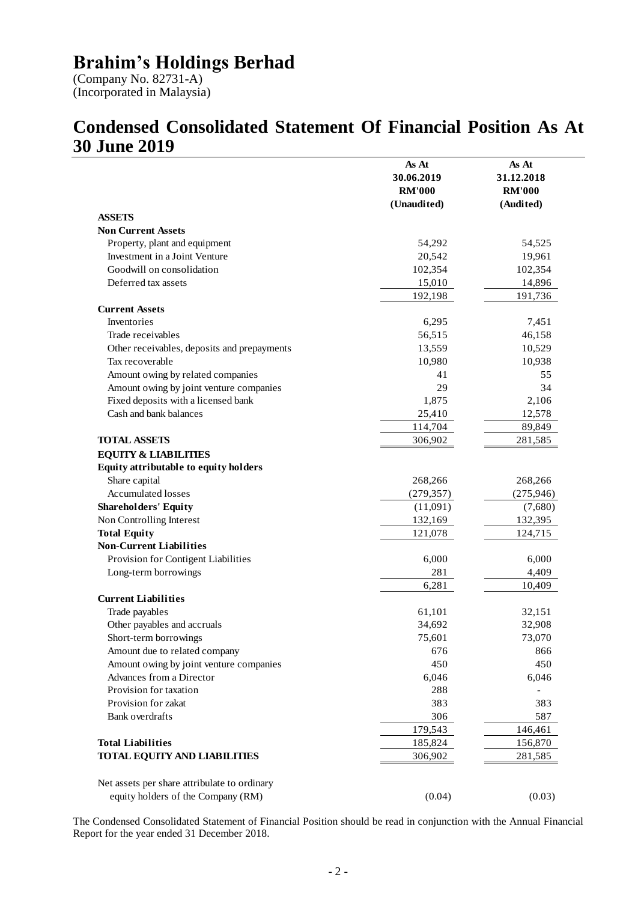# Brahim's Holdings Berhad

(Company No. 82731-A)
(Incorporated in Malaysia)

## Condensed Consolidated Statement Of Financial Position As At 30 June 2019

| | As At 30.06.2019 RM'000 (Unaudited) | As At 31.12.2018 RM'000 (Audited) |
|---|---|---|
| **ASSETS** | | |
| **Non Current Assets** | | |
| Property, plant and equipment | 54,292 | 54,525 |
| Investment in a Joint Venture | 20,542 | 19,961 |
| Goodwill on consolidation | 102,354 | 102,354 |
| Deferred tax assets | 15,010 | 14,896 |
| | 192,198 | 191,736 |
| **Current Assets** | | |
| Inventories | 6,295 | 7,451 |
| Trade receivables | 56,515 | 46,158 |
| Other receivables, deposits and prepayments | 13,559 | 10,529 |
| Tax recoverable | 10,980 | 10,938 |
| Amount owing by related companies | 41 | 55 |
| Amount owing by joint venture companies | 29 | 34 |
| Fixed deposits with a licensed bank | 1,875 | 2,106 |
| Cash and bank balances | 25,410 | 12,578 |
| | 114,704 | 89,849 |
| **TOTAL ASSETS** | 306,902 | 281,585 |
| **EQUITY & LIABILITIES** | | |
| **Equity attributable to equity holders** | | |
| Share capital | 268,266 | 268,266 |
| Accumulated losses | (279,357) | (275,946) |
| **Shareholders' Equity** | (11,091) | (7,680) |
| Non Controlling Interest | 132,169 | 132,395 |
| **Total Equity** | 121,078 | 124,715 |
| **Non-Current Liabilities** | | |
| Provision for Contigent Liabilities | 6,000 | 6,000 |
| Long-term borrowings | 281 | 4,409 |
| | 6,281 | 10,409 |
| **Current Liabilities** | | |
| Trade payables | 61,101 | 32,151 |
| Other payables and accruals | 34,692 | 32,908 |
| Short-term borrowings | 75,601 | 73,070 |
| Amount due to related company | 676 | 866 |
| Amount owing by joint venture companies | 450 | 450 |
| Advances from a Director | 6,046 | 6,046 |
| Provision for taxation | 288 | - |
| Provision for zakat | 383 | 383 |
| Bank overdrafts | 306 | 587 |
| | 179,543 | 146,461 |
| **Total Liabilities** | 185,824 | 156,870 |
| **TOTAL EQUITY AND LIABILITIES** | 306,902 | 281,585 |
| | | |
| Net assets per share attribulate to ordinary equity holders of the Company (RM) | (0.04) | (0.03) |

The Condensed Consolidated Statement of Financial Position should be read in conjunction with the Annual Financial Report for the year ended 31 December 2018.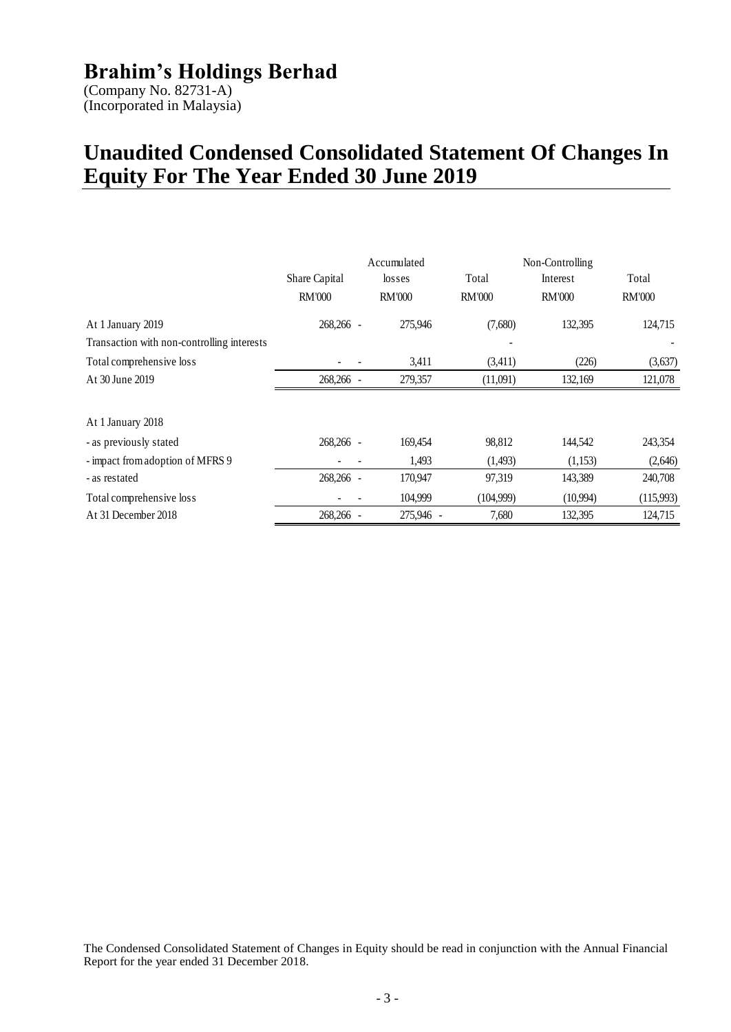# Brahim's Holdings Berhad

(Company No. 82731-A)
(Incorporated in Malaysia)

# Unaudited Condensed Consolidated Statement Of Changes In Equity For The Year Ended 30 June 2019

| | Share Capital | Accumulated losses | Total | Non-Controlling Interest | Total |
|---|---|---|---|---|---|
| | RM'000 | RM'000 | RM'000 | RM'000 | RM'000 |
| At 1 January 2019 | 268,266 - | 275,946 | (7,680) | 132,395 | 124,715 |
| Transaction with non-controlling interests | | | - | | - |
| Total comprehensive loss | - - | 3,411 | (3,411) | (226) | (3,637) |
| At 30 June 2019 | 268,266 - | 279,357 | (11,091) | 132,169 | 121,078 |
| | | | | | |
| At 1 January 2018 | | | | | |
| - as previously stated | 268,266 - | 169,454 | 98,812 | 144,542 | 243,354 |
| - impact from adoption of MFRS 9 | - - | 1,493 | (1,493) | (1,153) | (2,646) |
| - as restated | 268,266 - | 170,947 | 97,319 | 143,389 | 240,708 |
| Total comprehensive loss | - - | 104,999 | (104,999) | (10,994) | (115,993) |
| At 31 December 2018 | 268,266 - | 275,946 - | 7,680 | 132,395 | 124,715 |

The Condensed Consolidated Statement of Changes in Equity should be read in conjunction with the Annual Financial Report for the year ended 31 December 2018.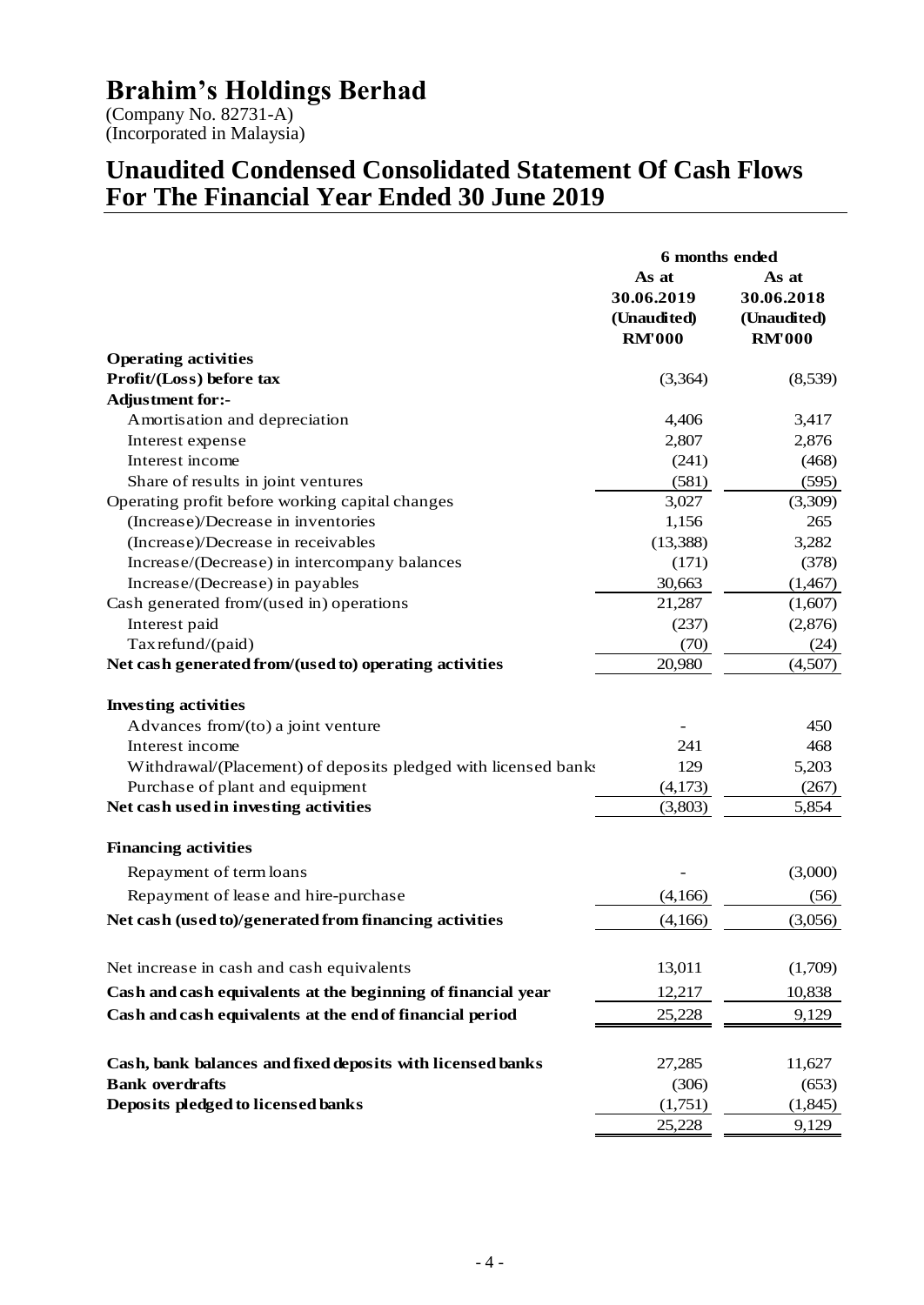# Brahim's Holdings Berhad

(Company No. 82731-A)
(Incorporated in Malaysia)

## Unaudited Condensed Consolidated Statement Of Cash Flows For The Financial Year Ended 30 June 2019

| | 6 months ended | |
|---|---|---|
| | As at 30.06.2019 (Unaudited) RM'000 | As at 30.06.2018 (Unaudited) RM'000 |
| **Operating activities** | | |
| **Profit/(Loss) before tax** | (3,364) | (8,539) |
| **Adjustment for:-** | | |
| Amortisation and depreciation | 4,406 | 3,417 |
| Interest expense | 2,807 | 2,876 |
| Interest income | (241) | (468) |
| Share of results in joint ventures | (581) | (595) |
| Operating profit before working capital changes | 3,027 | (3,309) |
| (Increase)/Decrease in inventories | 1,156 | 265 |
| (Increase)/Decrease in receivables | (13,388) | 3,282 |
| Increase/(Decrease) in intercompany balances | (171) | (378) |
| Increase/(Decrease) in payables | 30,663 | (1,467) |
| Cash generated from/(used in) operations | 21,287 | (1,607) |
| Interest paid | (237) | (2,876) |
| Tax refund/(paid) | (70) | (24) |
| **Net cash generated from/(used to) operating activities** | 20,980 | (4,507) |
| | | |
| **Investing activities** | | |
| Advances from/(to) a joint venture | - | 450 |
| Interest income | 241 | 468 |
| Withdrawal/(Placement) of deposits pledged with licensed banks | 129 | 5,203 |
| Purchase of plant and equipment | (4,173) | (267) |
| **Net cash used in investing activities** | (3,803) | 5,854 |
| | | |
| **Financing activities** | | |
| Repayment of term loans | - | (3,000) |
| Repayment of lease and hire-purchase | (4,166) | (56) |
| **Net cash (used to)/generated from financing activities** | (4,166) | (3,056) |
| | | |
| Net increase in cash and cash equivalents | 13,011 | (1,709) |
| **Cash and cash equivalents at the beginning of financial year** | 12,217 | 10,838 |
| **Cash and cash equivalents at the end of financial period** | 25,228 | 9,129 |
| | | |
| **Cash, bank balances and fixed deposits with licensed banks** | 27,285 | 11,627 |
| **Bank overdrafts** | (306) | (653) |
| **Deposits pledged to licensed banks** | (1,751) | (1,845) |
| | 25,228 | 9,129 |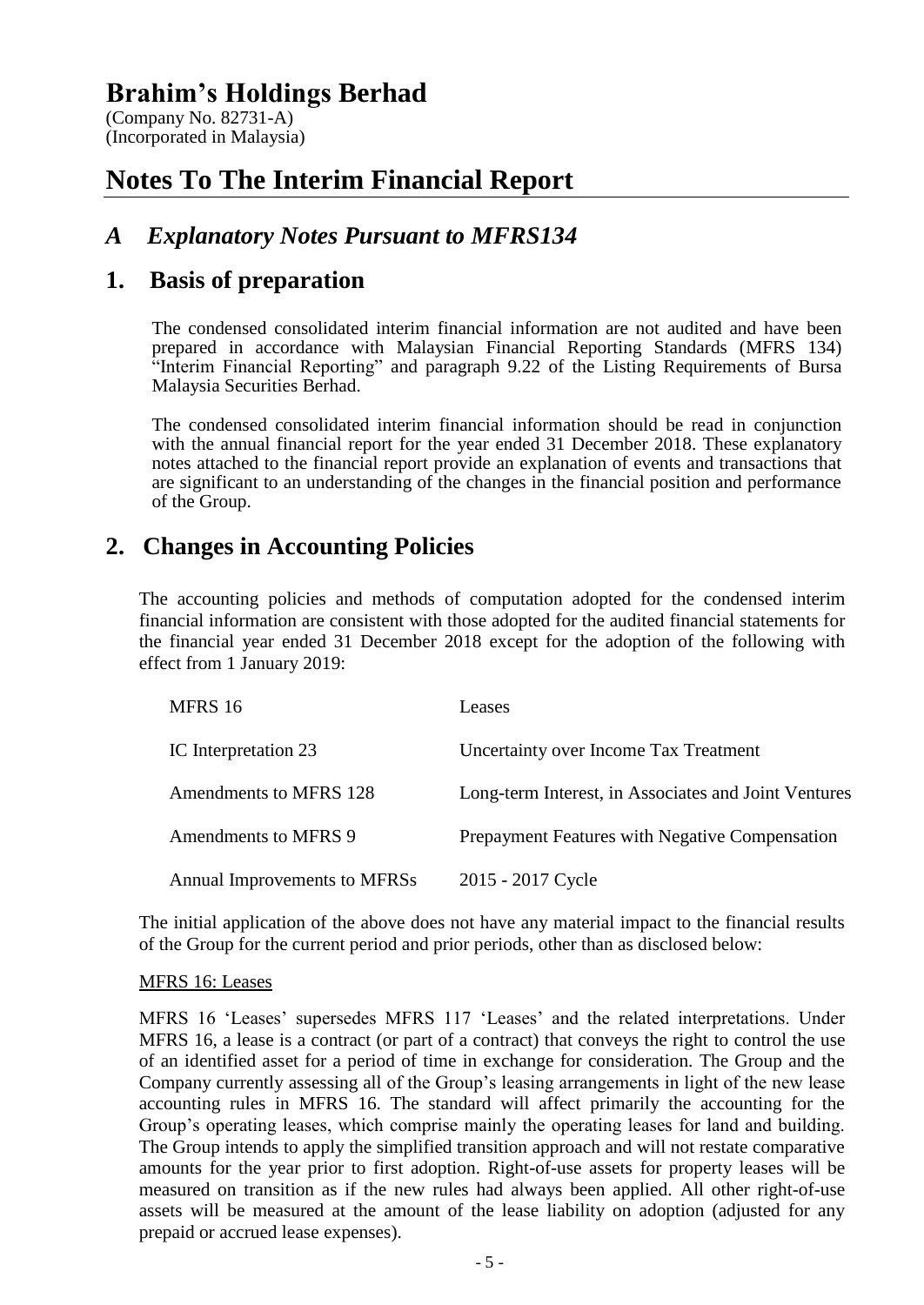# Brahim's Holdings Berhad

(Company No. 82731-A)
(Incorporated in Malaysia)

# Notes To The Interim Financial Report

## *A Explanatory Notes Pursuant to MFRS134*

## 1. Basis of preparation

The condensed consolidated interim financial information are not audited and have been prepared in accordance with Malaysian Financial Reporting Standards (MFRS 134) "Interim Financial Reporting" and paragraph 9.22 of the Listing Requirements of Bursa Malaysia Securities Berhad.

The condensed consolidated interim financial information should be read in conjunction with the annual financial report for the year ended 31 December 2018. These explanatory notes attached to the financial report provide an explanation of events and transactions that are significant to an understanding of the changes in the financial position and performance of the Group.

## 2. Changes in Accounting Policies

The accounting policies and methods of computation adopted for the condensed interim financial information are consistent with those adopted for the audited financial statements for the financial year ended 31 December 2018 except for the adoption of the following with effect from 1 January 2019:

| | |
|---|---|
| MFRS 16 | Leases |
| IC Interpretation 23 | Uncertainty over Income Tax Treatment |
| Amendments to MFRS 128 | Long-term Interest, in Associates and Joint Ventures |
| Amendments to MFRS 9 | Prepayment Features with Negative Compensation |
| Annual Improvements to MFRSs | 2015 - 2017 Cycle |

The initial application of the above does not have any material impact to the financial results of the Group for the current period and prior periods, other than as disclosed below:

MFRS 16: Leases

MFRS 16 'Leases' supersedes MFRS 117 'Leases' and the related interpretations. Under MFRS 16, a lease is a contract (or part of a contract) that conveys the right to control the use of an identified asset for a period of time in exchange for consideration. The Group and the Company currently assessing all of the Group's leasing arrangements in light of the new lease accounting rules in MFRS 16. The standard will affect primarily the accounting for the Group's operating leases, which comprise mainly the operating leases for land and building. The Group intends to apply the simplified transition approach and will not restate comparative amounts for the year prior to first adoption. Right-of-use assets for property leases will be measured on transition as if the new rules had always been applied. All other right-of-use assets will be measured at the amount of the lease liability on adoption (adjusted for any prepaid or accrued lease expenses).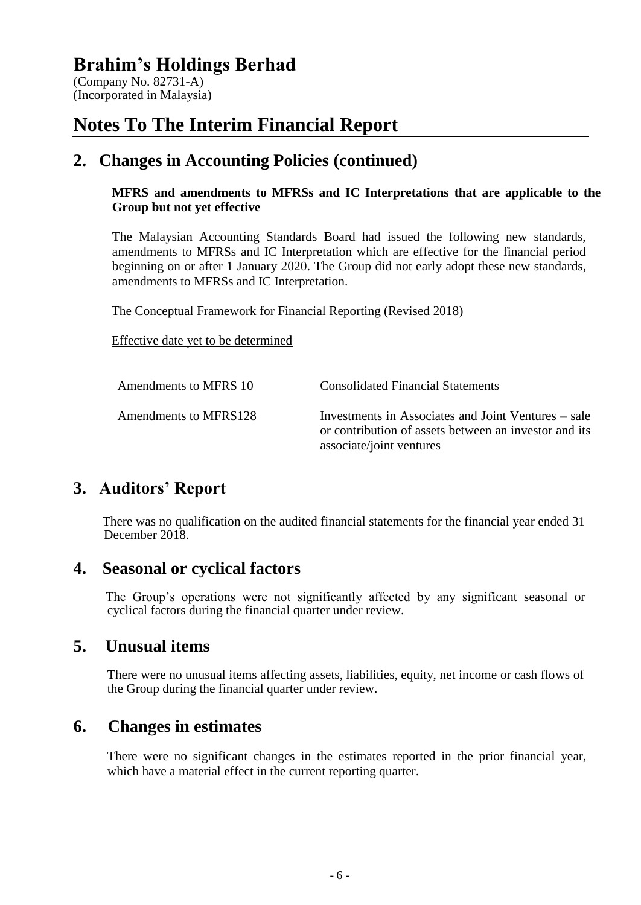# Brahim's Holdings Berhad

(Company No. 82731-A)
(Incorporated in Malaysia)

# Notes To The Interim Financial Report

## 2. Changes in Accounting Policies (continued)

**MFRS and amendments to MFRSs and IC Interpretations that are applicable to the Group but not yet effective**

The Malaysian Accounting Standards Board had issued the following new standards, amendments to MFRSs and IC Interpretation which are effective for the financial period beginning on or after 1 January 2020. The Group did not early adopt these new standards, amendments to MFRSs and IC Interpretation.

The Conceptual Framework for Financial Reporting (Revised 2018)

Effective date yet to be determined

| | |
|---|---|
| Amendments to MFRS 10 | Consolidated Financial Statements |
| Amendments to MFRS128 | Investments in Associates and Joint Ventures – sale or contribution of assets between an investor and its associate/joint ventures |

## 3. Auditors' Report

There was no qualification on the audited financial statements for the financial year ended 31 December 2018.

## 4. Seasonal or cyclical factors

The Group's operations were not significantly affected by any significant seasonal or cyclical factors during the financial quarter under review.

## 5. Unusual items

There were no unusual items affecting assets, liabilities, equity, net income or cash flows of the Group during the financial quarter under review.

## 6. Changes in estimates

There were no significant changes in the estimates reported in the prior financial year, which have a material effect in the current reporting quarter.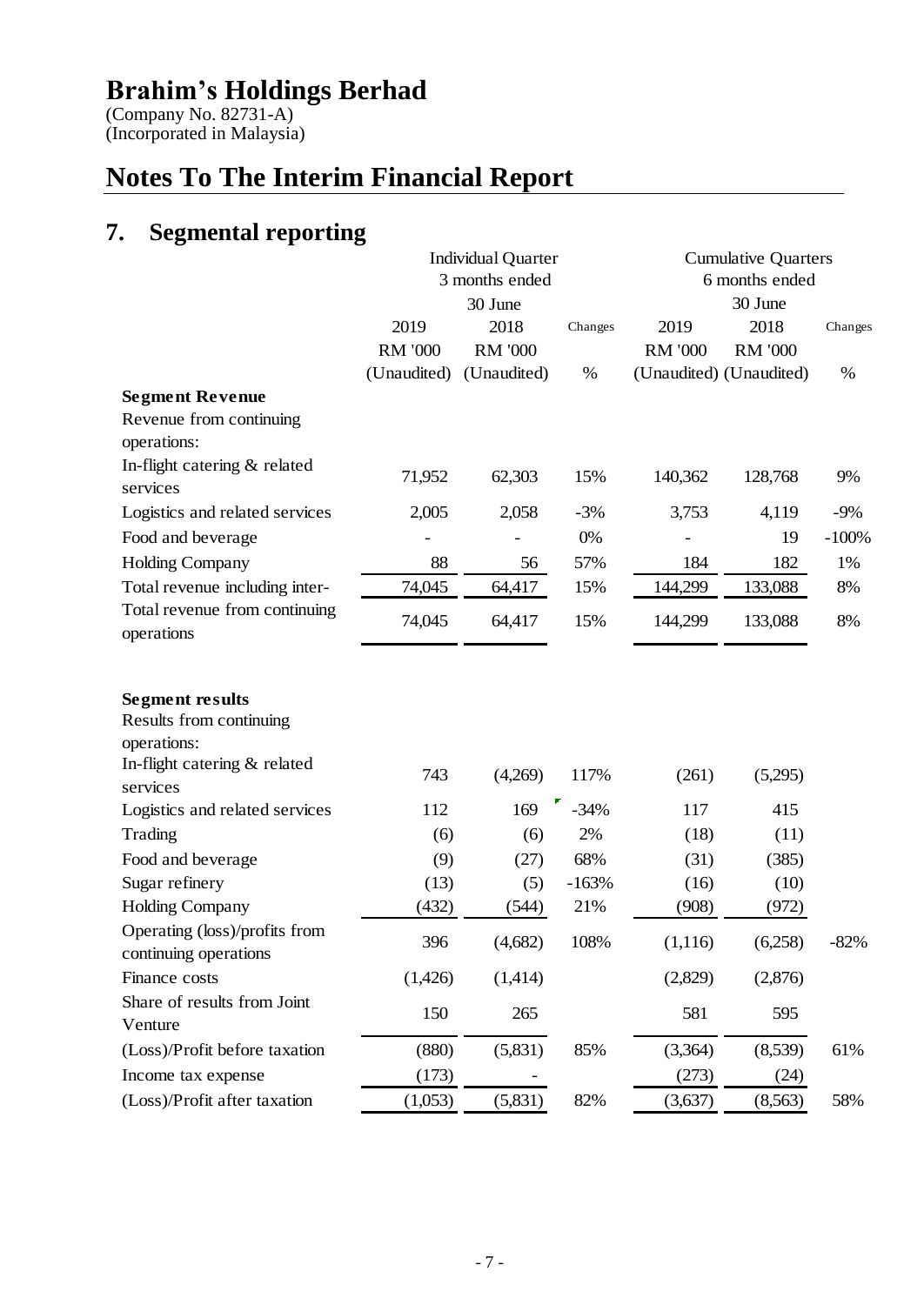# Brahim's Holdings Berhad

(Company No. 82731-A)
(Incorporated in Malaysia)

# Notes To The Interim Financial Report

## 7. Segmental reporting

| | Individual Quarter 3 months ended 30 June | | | Cumulative Quarters 6 months ended 30 June | | |
|---|---|---|---|---|---|---|
| | 2019 | 2018 | Changes | 2019 | 2018 | Changes |
| | RM '000 | RM '000 | | RM '000 | RM '000 | |
| | (Unaudited) | (Unaudited) | % | (Unaudited) | (Unaudited) | % |
| **Segment Revenue** | | | | | | |
| Revenue from continuing operations: | | | | | | |
| In-flight catering & related services | 71,952 | 62,303 | 15% | 140,362 | 128,768 | 9% |
| Logistics and related services | 2,005 | 2,058 | -3% | 3,753 | 4,119 | -9% |
| Food and beverage | - | - | 0% | - | 19 | -100% |
| Holding Company | 88 | 56 | 57% | 184 | 182 | 1% |
| Total revenue including inter- | 74,045 | 64,417 | 15% | 144,299 | 133,088 | 8% |
| Total revenue from continuing operations | 74,045 | 64,417 | 15% | 144,299 | 133,088 | 8% |
| | | | | | | |
| **Segment results** | | | | | | |
| Results from continuing operations: | | | | | | |
| In-flight catering & related services | 743 | (4,269) | 117% | (261) | (5,295) | |
| Logistics and related services | 112 | 169 | -34% | 117 | 415 | |
| Trading | (6) | (6) | 2% | (18) | (11) | |
| Food and beverage | (9) | (27) | 68% | (31) | (385) | |
| Sugar refinery | (13) | (5) | -163% | (16) | (10) | |
| Holding Company | (432) | (544) | 21% | (908) | (972) | |
| Operating (loss)/profits from continuing operations | 396 | (4,682) | 108% | (1,116) | (6,258) | -82% |
| Finance costs | (1,426) | (1,414) | | (2,829) | (2,876) | |
| Share of results from Joint Venture | 150 | 265 | | 581 | 595 | |
| (Loss)/Profit before taxation | (880) | (5,831) | 85% | (3,364) | (8,539) | 61% |
| Income tax expense | (173) | - | | (273) | (24) | |
| (Loss)/Profit after taxation | (1,053) | (5,831) | 82% | (3,637) | (8,563) | 58% |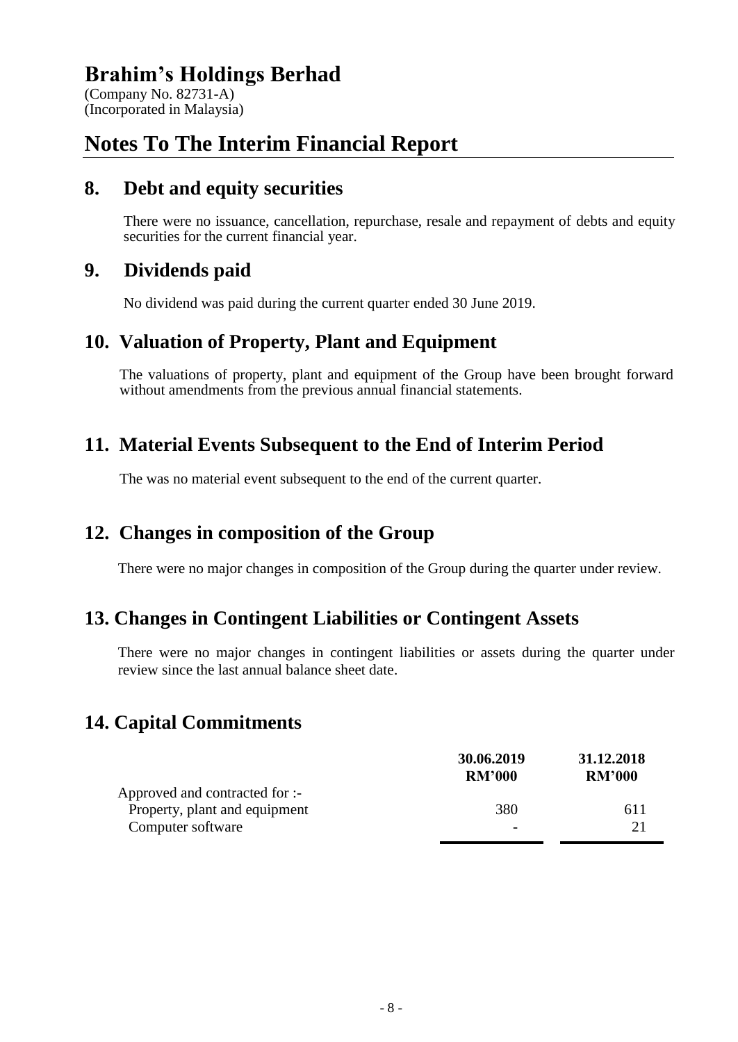# Brahim's Holdings Berhad

(Company No. 82731-A)
(Incorporated in Malaysia)

# Notes To The Interim Financial Report

## 8. Debt and equity securities

There were no issuance, cancellation, repurchase, resale and repayment of debts and equity securities for the current financial year.

## 9. Dividends paid

No dividend was paid during the current quarter ended 30 June 2019.

## 10. Valuation of Property, Plant and Equipment

The valuations of property, plant and equipment of the Group have been brought forward without amendments from the previous annual financial statements.

## 11. Material Events Subsequent to the End of Interim Period

The was no material event subsequent to the end of the current quarter.

## 12. Changes in composition of the Group

There were no major changes in composition of the Group during the quarter under review.

## 13. Changes in Contingent Liabilities or Contingent Assets

There were no major changes in contingent liabilities or assets during the quarter under review since the last annual balance sheet date.

## 14. Capital Commitments

| | 30.06.2019<br>RM'000 | 31.12.2018<br>RM'000 |
|---|---|---|
| Approved and contracted for :- | | |
| Property, plant and equipment | 380 | 611 |
| Computer software | - | 21 |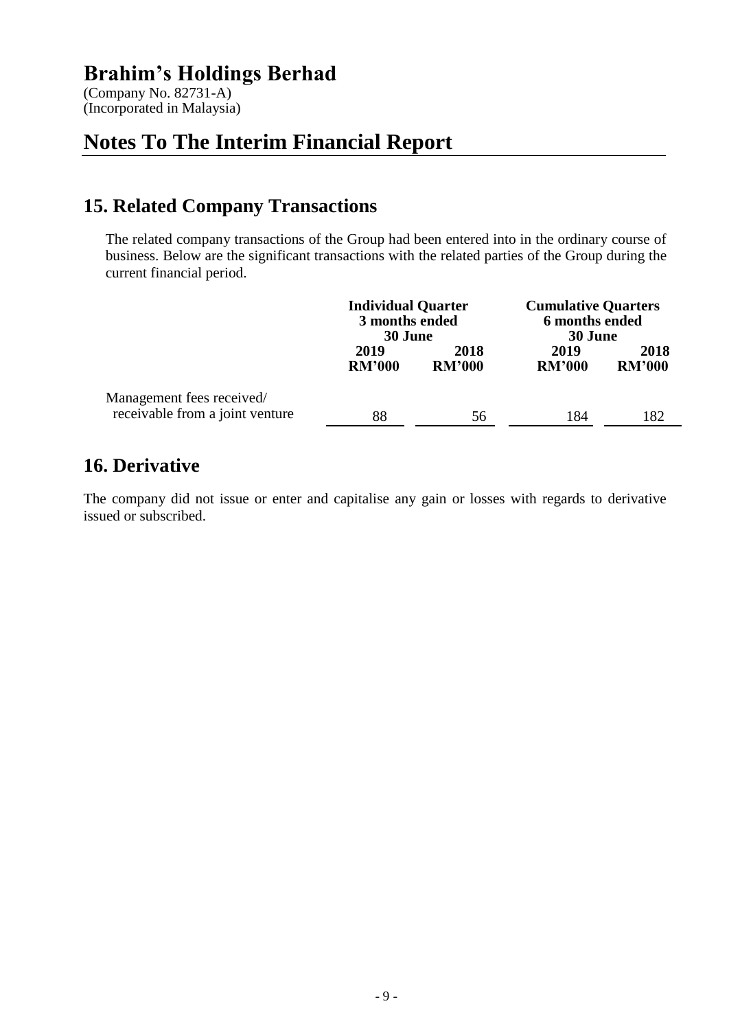# Brahim's Holdings Berhad

(Company No. 82731-A)
(Incorporated in Malaysia)

# Notes To The Interim Financial Report

## 15. Related Company Transactions

The related company transactions of the Group had been entered into in the ordinary course of business. Below are the significant transactions with the related parties of the Group during the current financial period.

| | Individual Quarter 3 months ended 30 June | | Cumulative Quarters 6 months ended 30 June | |
|---|---|---|---|---|
| | 2019 RM'000 | 2018 RM'000 | 2019 RM'000 | 2018 RM'000 |
| Management fees received/ receivable from a joint venture | 88 | 56 | 184 | 182 |

## 16. Derivative

The company did not issue or enter and capitalise any gain or losses with regards to derivative issued or subscribed.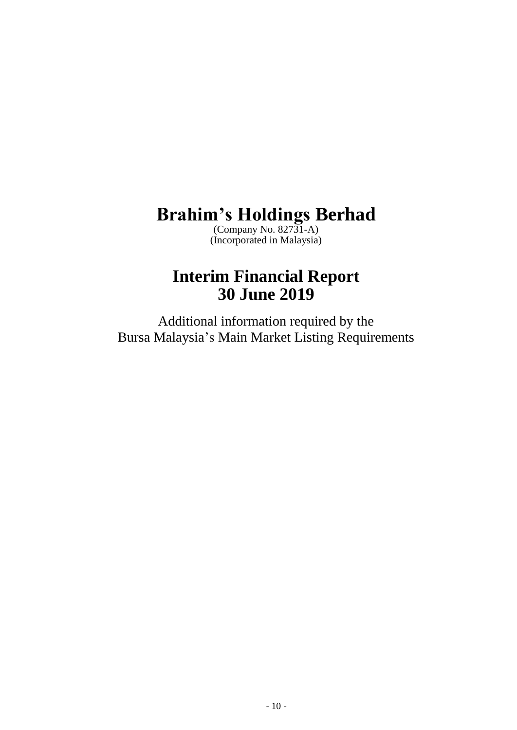# Brahim's Holdings Berhad

(Company No. 82731-A)
(Incorporated in Malaysia)

# Interim Financial Report
# 30 June 2019

Additional information required by the
Bursa Malaysia's Main Market Listing Requirements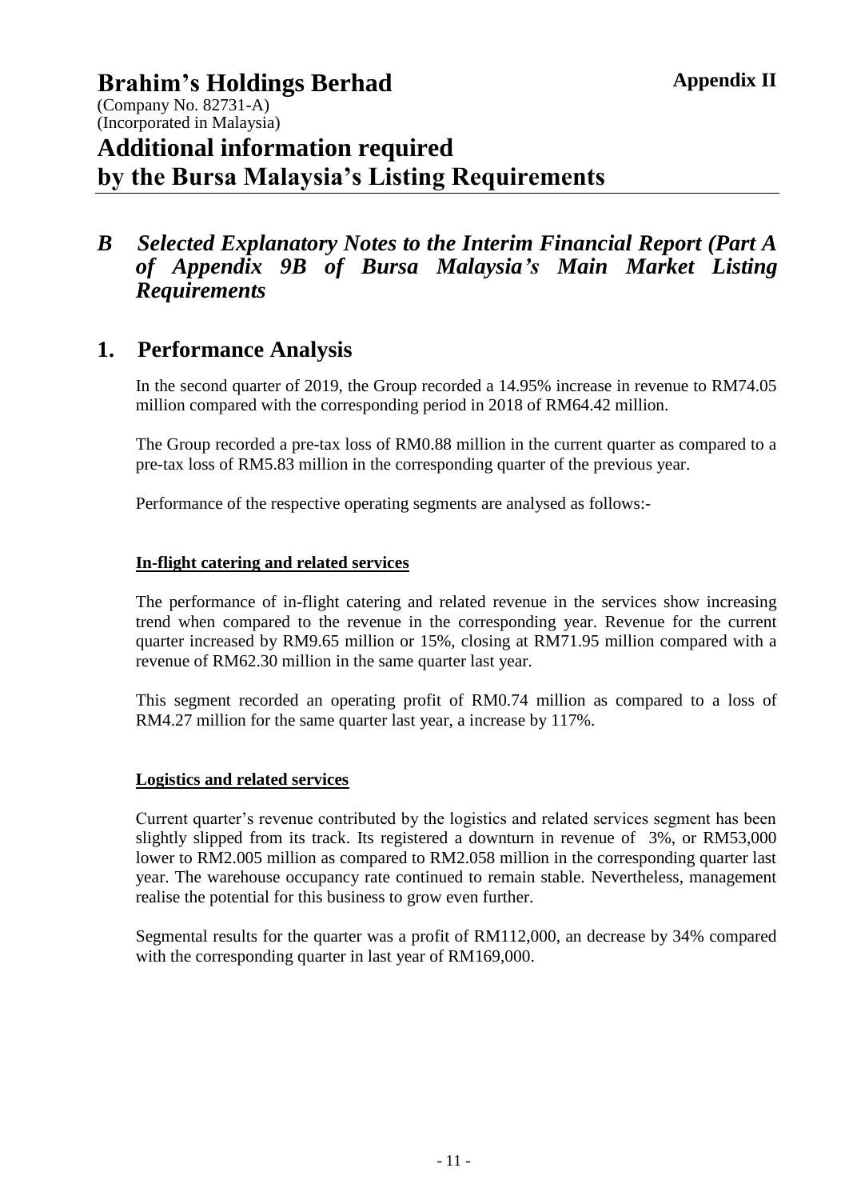# Brahim's Holdings Berhad

**Appendix II**

(Company No. 82731-A)
(Incorporated in Malaysia)

# Additional information required by the Bursa Malaysia's Listing Requirements

## *B Selected Explanatory Notes to the Interim Financial Report (Part A of Appendix 9B of Bursa Malaysia's Main Market Listing Requirements*

## 1. Performance Analysis

In the second quarter of 2019, the Group recorded a 14.95% increase in revenue to RM74.05 million compared with the corresponding period in 2018 of RM64.42 million.

The Group recorded a pre-tax loss of RM0.88 million in the current quarter as compared to a pre-tax loss of RM5.83 million in the corresponding quarter of the previous year.

Performance of the respective operating segments are analysed as follows:-

**In-flight catering and related services**

The performance of in-flight catering and related revenue in the services show increasing trend when compared to the revenue in the corresponding year. Revenue for the current quarter increased by RM9.65 million or 15%, closing at RM71.95 million compared with a revenue of RM62.30 million in the same quarter last year.

This segment recorded an operating profit of RM0.74 million as compared to a loss of RM4.27 million for the same quarter last year, a increase by 117%.

**Logistics and related services**

Current quarter's revenue contributed by the logistics and related services segment has been slightly slipped from its track. Its registered a downturn in revenue of 3%, or RM53,000 lower to RM2.005 million as compared to RM2.058 million in the corresponding quarter last year. The warehouse occupancy rate continued to remain stable. Nevertheless, management realise the potential for this business to grow even further.

Segmental results for the quarter was a profit of RM112,000, an decrease by 34% compared with the corresponding quarter in last year of RM169,000.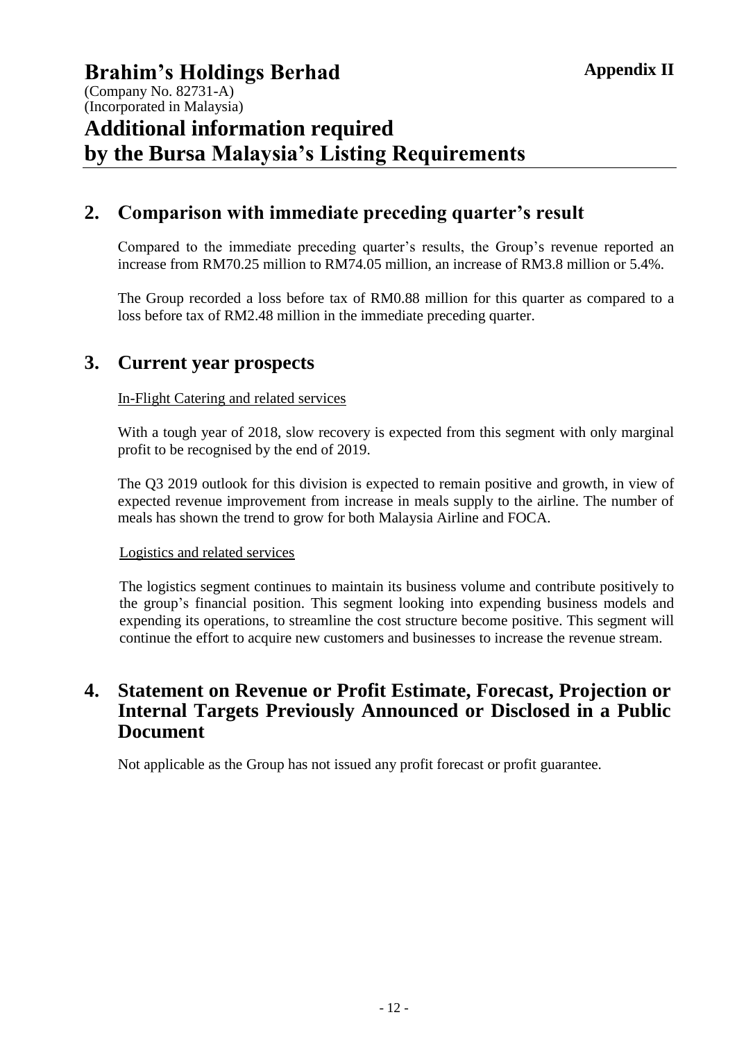# Brahim's Holdings Berhad

**Appendix II**

(Company No. 82731-A)
(Incorporated in Malaysia)

# Additional information required by the Bursa Malaysia's Listing Requirements

## 2. Comparison with immediate preceding quarter's result

Compared to the immediate preceding quarter's results, the Group's revenue reported an increase from RM70.25 million to RM74.05 million, an increase of RM3.8 million or 5.4%.

The Group recorded a loss before tax of RM0.88 million for this quarter as compared to a loss before tax of RM2.48 million in the immediate preceding quarter.

## 3. Current year prospects

In-Flight Catering and related services

With a tough year of 2018, slow recovery is expected from this segment with only marginal profit to be recognised by the end of 2019.

The Q3 2019 outlook for this division is expected to remain positive and growth, in view of expected revenue improvement from increase in meals supply to the airline. The number of meals has shown the trend to grow for both Malaysia Airline and FOCA.

Logistics and related services

The logistics segment continues to maintain its business volume and contribute positively to the group's financial position. This segment looking into expending business models and expending its operations, to streamline the cost structure become positive. This segment will continue the effort to acquire new customers and businesses to increase the revenue stream.

## 4. Statement on Revenue or Profit Estimate, Forecast, Projection or Internal Targets Previously Announced or Disclosed in a Public Document

Not applicable as the Group has not issued any profit forecast or profit guarantee.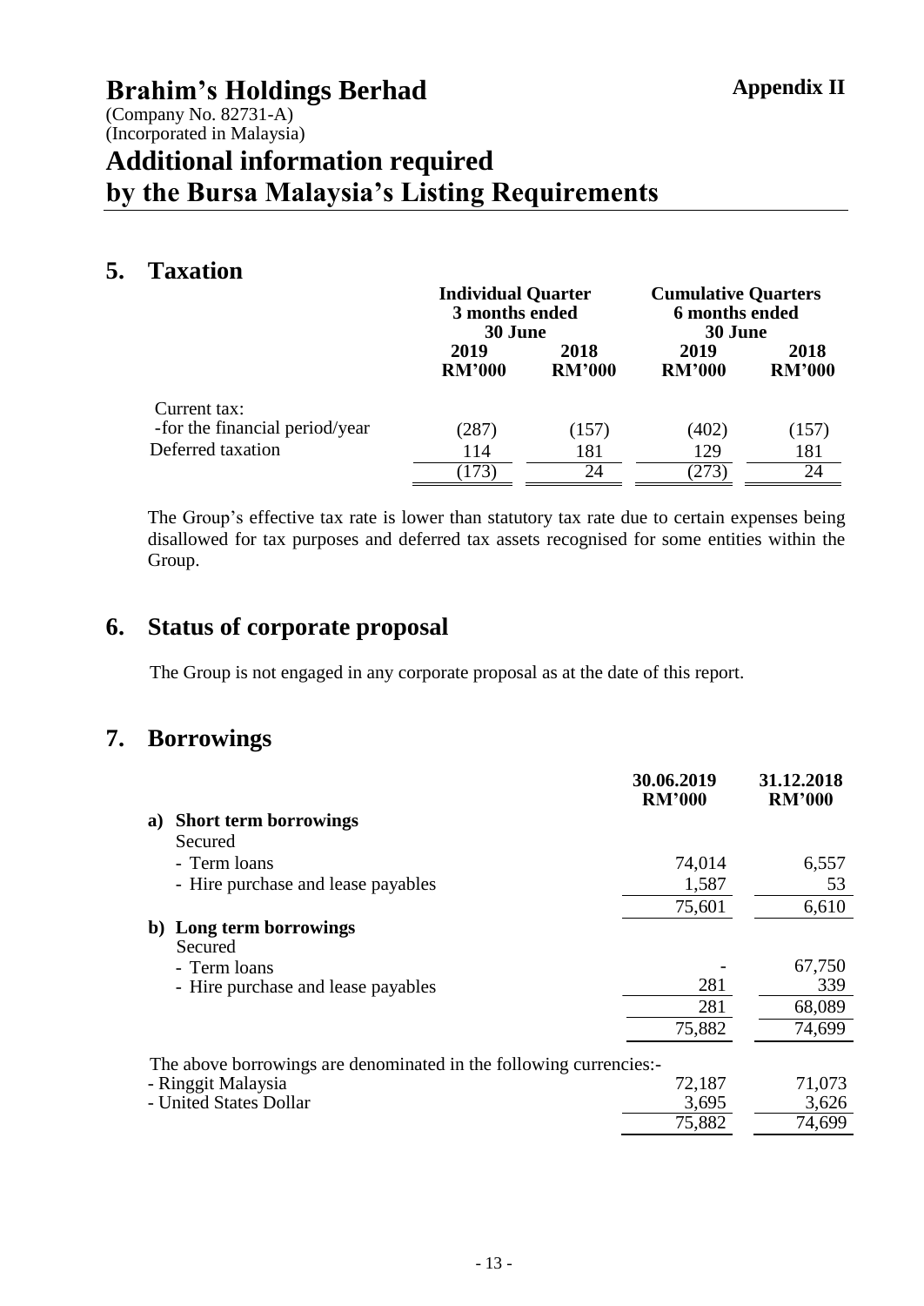# Brahim's Holdings Berhad

**Appendix II**

(Company No. 82731-A)
(Incorporated in Malaysia)

# Additional information required by the Bursa Malaysia's Listing Requirements

## 5. Taxation

| | Individual Quarter 3 months ended 30 June | | Cumulative Quarters 6 months ended 30 June | |
|---|---|---|---|---|
| | **2019 RM'000** | **2018 RM'000** | **2019 RM'000** | **2018 RM'000** |
| Current tax: | | | | |
| -for the financial period/year | (287) | (157) | (402) | (157) |
| Deferred taxation | 114 | 181 | 129 | 181 |
| | (173) | 24 | (273) | 24 |

The Group's effective tax rate is lower than statutory tax rate due to certain expenses being disallowed for tax purposes and deferred tax assets recognised for some entities within the Group.

## 6. Status of corporate proposal

The Group is not engaged in any corporate proposal as at the date of this report.

## 7. Borrowings

| | **30.06.2019 RM'000** | **31.12.2018 RM'000** |
|---|---|---|
| **a) Short term borrowings** | | |
| Secured | | |
| - Term loans | 74,014 | 6,557 |
| - Hire purchase and lease payables | 1,587 | 53 |
| | 75,601 | 6,610 |
| **b) Long term borrowings** | | |
| Secured | | |
| - Term loans | - | 67,750 |
| - Hire purchase and lease payables | 281 | 339 |
| | 281 | 68,089 |
| | 75,882 | 74,699 |
| The above borrowings are denominated in the following currencies:- | | |
| - Ringgit Malaysia | 72,187 | 71,073 |
| - United States Dollar | 3,695 | 3,626 |
| | 75,882 | 74,699 |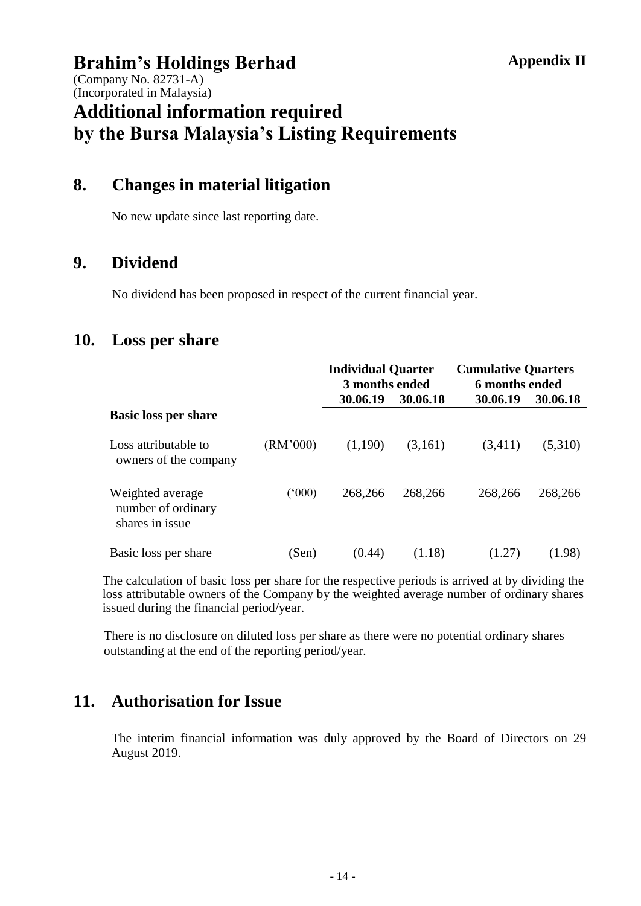# Brahim's Holdings Berhad

(Company No. 82731-A)
(Incorporated in Malaysia)

**Appendix II**

# Additional information required by the Bursa Malaysia's Listing Requirements

## 8. Changes in material litigation

No new update since last reporting date.

## 9. Dividend

No dividend has been proposed in respect of the current financial year.

## 10. Loss per share

| | | Individual Quarter 3 months ended | | Cumulative Quarters 6 months ended | |
|---|---|---|---|---|---|
| | | 30.06.19 | 30.06.18 | 30.06.19 | 30.06.18 |
| **Basic loss per share** | | | | | |
| Loss attributable to owners of the company | (RM'000) | (1,190) | (3,161) | (3,411) | (5,310) |
| Weighted average number of ordinary shares in issue | ('000) | 268,266 | 268,266 | 268,266 | 268,266 |
| Basic loss per share | (Sen) | (0.44) | (1.18) | (1.27) | (1.98) |

The calculation of basic loss per share for the respective periods is arrived at by dividing the loss attributable owners of the Company by the weighted average number of ordinary shares issued during the financial period/year.

There is no disclosure on diluted loss per share as there were no potential ordinary shares outstanding at the end of the reporting period/year.

## 11. Authorisation for Issue

The interim financial information was duly approved by the Board of Directors on 29 August 2019.